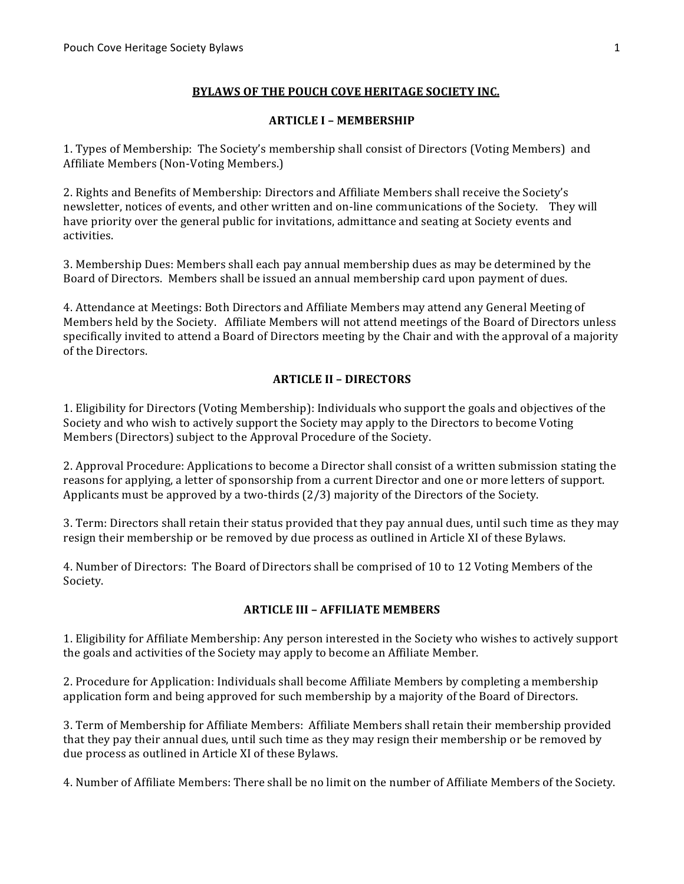# BYLAWS OF THE POUCH COVE HERITAGE SOCIETY INC.

## ARTICLE I – MEMBERSHIP

1. Types of Membership: The Society's membership shall consist of Directors (Voting Members) and Affiliate Members (Non-Voting Members.)

2. Rights and Benefits of Membership: Directors and Affiliate Members shall receive the Society's newsletter, notices of events, and other written and on-line communications of the Society. They will have priority over the general public for invitations, admittance and seating at Society events and activities.

3. Membership Dues: Members shall each pay annual membership dues as may be determined by the Board of Directors. Members shall be issued an annual membership card upon payment of dues.

4. Attendance at Meetings: Both Directors and Affiliate Members may attend any General Meeting of Members held by the Society. Affiliate Members will not attend meetings of the Board of Directors unless specifically invited to attend a Board of Directors meeting by the Chair and with the approval of a majority of the Directors.

## ARTICLE II – DIRECTORS

1. Eligibility for Directors (Voting Membership): Individuals who support the goals and objectives of the Society and who wish to actively support the Society may apply to the Directors to become Voting Members (Directors) subject to the Approval Procedure of the Society.

2. Approval Procedure: Applications to become a Director shall consist of a written submission stating the reasons for applying, a letter of sponsorship from a current Director and one or more letters of support. Applicants must be approved by a two-thirds (2/3) majority of the Directors of the Society.

3. Term: Directors shall retain their status provided that they pay annual dues, until such time as they may resign their membership or be removed by due process as outlined in Article XI of these Bylaws.

4. Number of Directors: The Board of Directors shall be comprised of 10 to 12 Voting Members of the Society.

## ARTICLE III – AFFILIATE MEMBERS

1. Eligibility for Affiliate Membership: Any person interested in the Society who wishes to actively support the goals and activities of the Society may apply to become an Affiliate Member.

2. Procedure for Application: Individuals shall become Affiliate Members by completing a membership application form and being approved for such membership by a majority of the Board of Directors.

3. Term of Membership for Affiliate Members: Affiliate Members shall retain their membership provided that they pay their annual dues, until such time as they may resign their membership or be removed by due process as outlined in Article XI of these Bylaws.

4. Number of Affiliate Members: There shall be no limit on the number of Affiliate Members of the Society.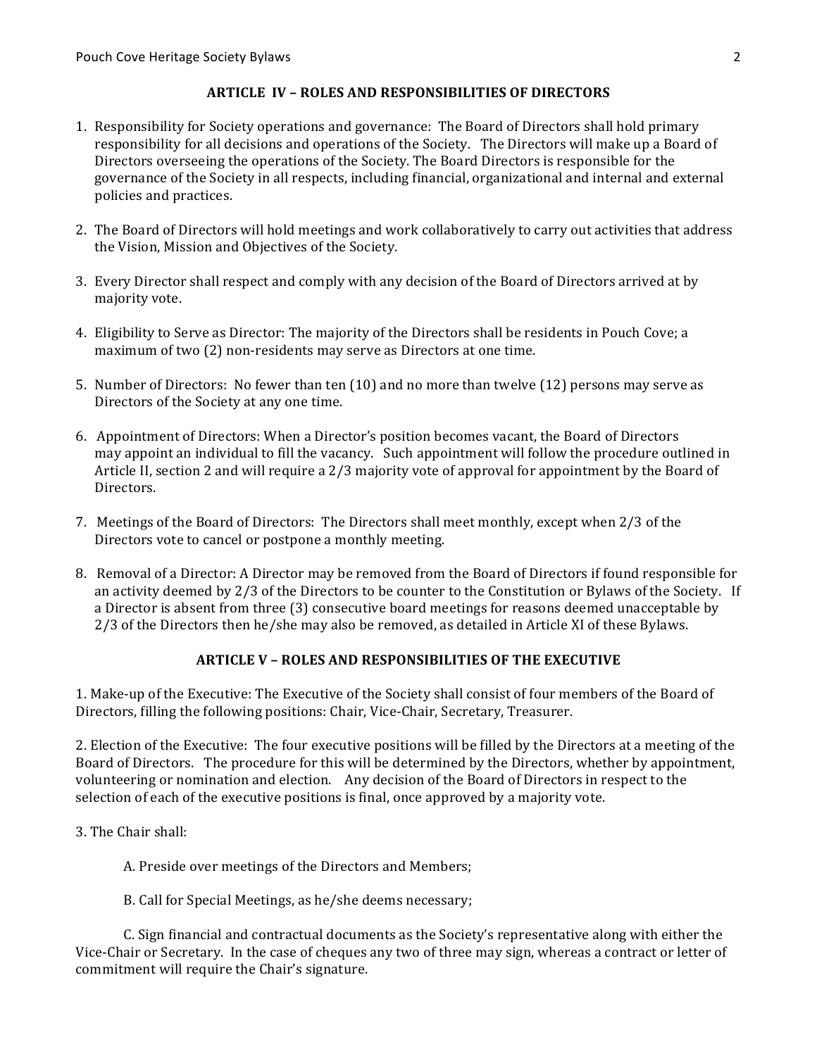## ARTICLE IV – ROLES AND RESPONSIBILITIES OF DIRECTORS

1. Responsibility for Society operations and governance: The Board of Directors shall hold primary responsibility for all decisions and operations of the Society. The Directors will make up a Board of Directors overseeing the operations of the Society. The Board Directors is responsible for the governance of the Society in all respects, including financial, organizational and internal and external policies and practices.

2. The Board of Directors will hold meetings and work collaboratively to carry out activities that address the Vision, Mission and Objectives of the Society.

3. Every Director shall respect and comply with any decision of the Board of Directors arrived at by majority vote.

4. Eligibility to Serve as Director: The majority of the Directors shall be residents in Pouch Cove; a maximum of two (2) non-residents may serve as Directors at one time.

5. Number of Directors: No fewer than ten (10) and no more than twelve (12) persons may serve as Directors of the Society at any one time.

6. Appointment of Directors: When a Director's position becomes vacant, the Board of Directors may appoint an individual to fill the vacancy. Such appointment will follow the procedure outlined in Article II, section 2 and will require a 2/3 majority vote of approval for appointment by the Board of Directors.

7. Meetings of the Board of Directors: The Directors shall meet monthly, except when 2/3 of the Directors vote to cancel or postpone a monthly meeting.

8. Removal of a Director: A Director may be removed from the Board of Directors if found responsible for an activity deemed by 2/3 of the Directors to be counter to the Constitution or Bylaws of the Society. If a Director is absent from three (3) consecutive board meetings for reasons deemed unacceptable by 2/3 of the Directors then he/she may also be removed, as detailed in Article XI of these Bylaws.

## ARTICLE V – ROLES AND RESPONSIBILITIES OF THE EXECUTIVE

1. Make-up of the Executive: The Executive of the Society shall consist of four members of the Board of Directors, filling the following positions: Chair, Vice-Chair, Secretary, Treasurer.

2. Election of the Executive: The four executive positions will be filled by the Directors at a meeting of the Board of Directors. The procedure for this will be determined by the Directors, whether by appointment, volunteering or nomination and election. Any decision of the Board of Directors in respect to the selection of each of the executive positions is final, once approved by a majority vote.

3. The Chair shall:

A. Preside over meetings of the Directors and Members;

B. Call for Special Meetings, as he/she deems necessary;

C. Sign financial and contractual documents as the Society's representative along with either the Vice-Chair or Secretary. In the case of cheques any two of three may sign, whereas a contract or letter of commitment will require the Chair's signature.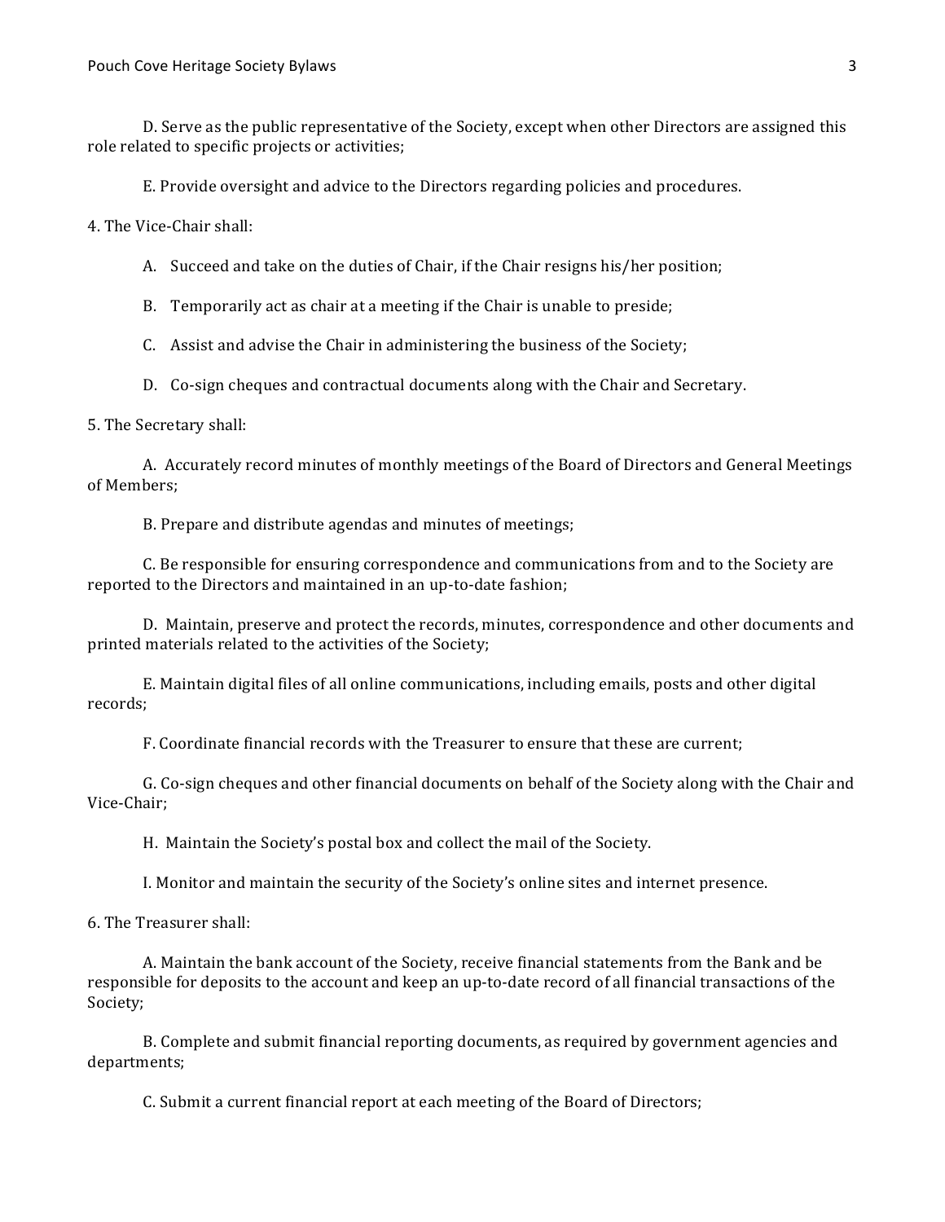D. Serve as the public representative of the Society, except when other Directors are assigned this role related to specific projects or activities;

E. Provide oversight and advice to the Directors regarding policies and procedures.

4. The Vice-Chair shall:

A. Succeed and take on the duties of Chair, if the Chair resigns his/her position;

B. Temporarily act as chair at a meeting if the Chair is unable to preside;

C. Assist and advise the Chair in administering the business of the Society;

D. Co-sign cheques and contractual documents along with the Chair and Secretary.

5. The Secretary shall:

A. Accurately record minutes of monthly meetings of the Board of Directors and General Meetings of Members;

B. Prepare and distribute agendas and minutes of meetings;

C. Be responsible for ensuring correspondence and communications from and to the Society are reported to the Directors and maintained in an up-to-date fashion;

D. Maintain, preserve and protect the records, minutes, correspondence and other documents and printed materials related to the activities of the Society;

E. Maintain digital files of all online communications, including emails, posts and other digital records;

F. Coordinate financial records with the Treasurer to ensure that these are current;

G. Co-sign cheques and other financial documents on behalf of the Society along with the Chair and Vice-Chair;

H. Maintain the Society's postal box and collect the mail of the Society.

I. Monitor and maintain the security of the Society's online sites and internet presence.

6. The Treasurer shall:

A. Maintain the bank account of the Society, receive financial statements from the Bank and be responsible for deposits to the account and keep an up-to-date record of all financial transactions of the Society;

B. Complete and submit financial reporting documents, as required by government agencies and departments;

C. Submit a current financial report at each meeting of the Board of Directors;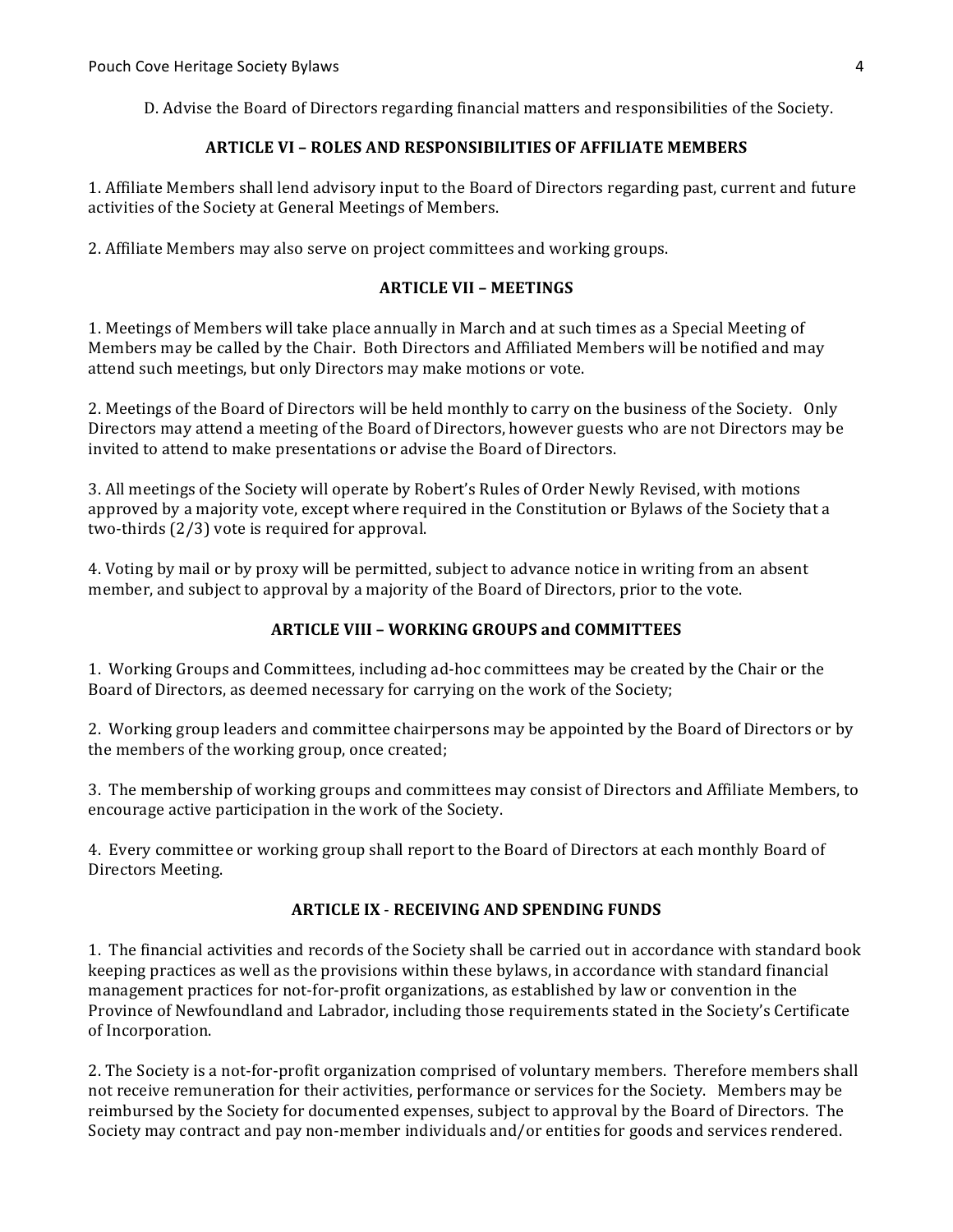D. Advise the Board of Directors regarding financial matters and responsibilities of the Society.

## ARTICLE VI – ROLES AND RESPONSIBILITIES OF AFFILIATE MEMBERS

1. Affiliate Members shall lend advisory input to the Board of Directors regarding past, current and future activities of the Society at General Meetings of Members.

2. Affiliate Members may also serve on project committees and working groups.

## ARTICLE VII – MEETINGS

1. Meetings of Members will take place annually in March and at such times as a Special Meeting of Members may be called by the Chair. Both Directors and Affiliated Members will be notified and may attend such meetings, but only Directors may make motions or vote.

2. Meetings of the Board of Directors will be held monthly to carry on the business of the Society. Only Directors may attend a meeting of the Board of Directors, however guests who are not Directors may be invited to attend to make presentations or advise the Board of Directors.

3. All meetings of the Society will operate by Robert's Rules of Order Newly Revised, with motions approved by a majority vote, except where required in the Constitution or Bylaws of the Society that a two-thirds (2/3) vote is required for approval.

4. Voting by mail or by proxy will be permitted, subject to advance notice in writing from an absent member, and subject to approval by a majority of the Board of Directors, prior to the vote.

## ARTICLE VIII – WORKING GROUPS and COMMITTEES

1. Working Groups and Committees, including ad-hoc committees may be created by the Chair or the Board of Directors, as deemed necessary for carrying on the work of the Society;

2. Working group leaders and committee chairpersons may be appointed by the Board of Directors or by the members of the working group, once created;

3. The membership of working groups and committees may consist of Directors and Affiliate Members, to encourage active participation in the work of the Society.

4. Every committee or working group shall report to the Board of Directors at each monthly Board of Directors Meeting.

## ARTICLE IX - RECEIVING AND SPENDING FUNDS

1. The financial activities and records of the Society shall be carried out in accordance with standard book keeping practices as well as the provisions within these bylaws, in accordance with standard financial management practices for not-for-profit organizations, as established by law or convention in the Province of Newfoundland and Labrador, including those requirements stated in the Society's Certificate of Incorporation.

2. The Society is a not-for-profit organization comprised of voluntary members. Therefore members shall not receive remuneration for their activities, performance or services for the Society. Members may be reimbursed by the Society for documented expenses, subject to approval by the Board of Directors. The Society may contract and pay non-member individuals and/or entities for goods and services rendered.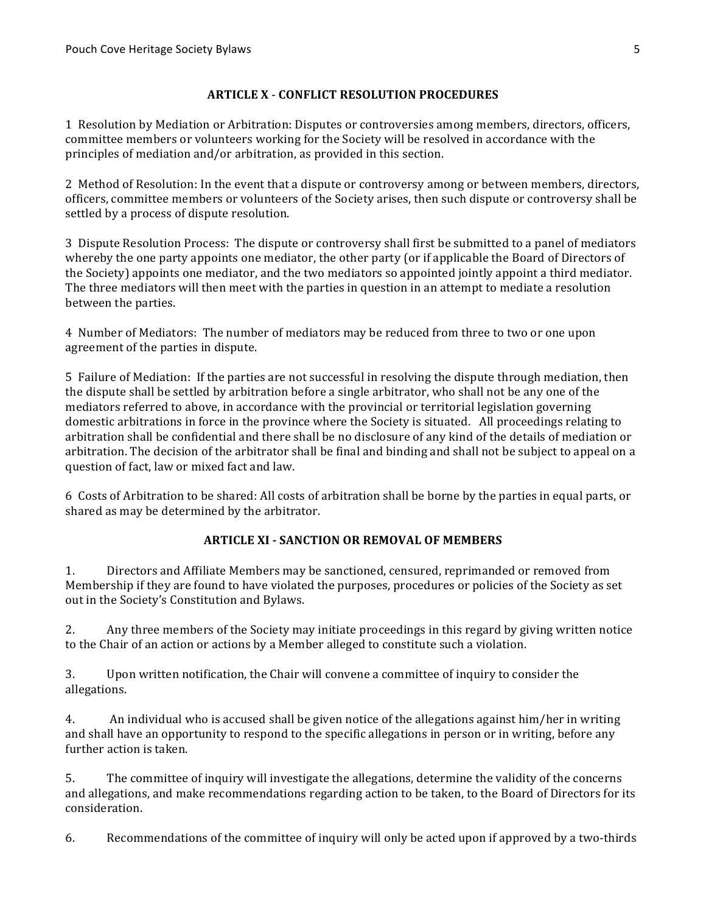## ARTICLE X - CONFLICT RESOLUTION PROCEDURES

1 Resolution by Mediation or Arbitration: Disputes or controversies among members, directors, officers, committee members or volunteers working for the Society will be resolved in accordance with the principles of mediation and/or arbitration, as provided in this section.

2 Method of Resolution: In the event that a dispute or controversy among or between members, directors, officers, committee members or volunteers of the Society arises, then such dispute or controversy shall be settled by a process of dispute resolution.

3 Dispute Resolution Process: The dispute or controversy shall first be submitted to a panel of mediators whereby the one party appoints one mediator, the other party (or if applicable the Board of Directors of the Society) appoints one mediator, and the two mediators so appointed jointly appoint a third mediator. The three mediators will then meet with the parties in question in an attempt to mediate a resolution between the parties.

4 Number of Mediators: The number of mediators may be reduced from three to two or one upon agreement of the parties in dispute.

5 Failure of Mediation: If the parties are not successful in resolving the dispute through mediation, then the dispute shall be settled by arbitration before a single arbitrator, who shall not be any one of the mediators referred to above, in accordance with the provincial or territorial legislation governing domestic arbitrations in force in the province where the Society is situated. All proceedings relating to arbitration shall be confidential and there shall be no disclosure of any kind of the details of mediation or arbitration. The decision of the arbitrator shall be final and binding and shall not be subject to appeal on a question of fact, law or mixed fact and law.

6 Costs of Arbitration to be shared: All costs of arbitration shall be borne by the parties in equal parts, or shared as may be determined by the arbitrator.

## ARTICLE XI - SANCTION OR REMOVAL OF MEMBERS

1. Directors and Affiliate Members may be sanctioned, censured, reprimanded or removed from Membership if they are found to have violated the purposes, procedures or policies of the Society as set out in the Society's Constitution and Bylaws.

2. Any three members of the Society may initiate proceedings in this regard by giving written notice to the Chair of an action or actions by a Member alleged to constitute such a violation.

3. Upon written notification, the Chair will convene a committee of inquiry to consider the allegations.

4. An individual who is accused shall be given notice of the allegations against him/her in writing and shall have an opportunity to respond to the specific allegations in person or in writing, before any further action is taken.

5. The committee of inquiry will investigate the allegations, determine the validity of the concerns and allegations, and make recommendations regarding action to be taken, to the Board of Directors for its consideration.

6. Recommendations of the committee of inquiry will only be acted upon if approved by a two-thirds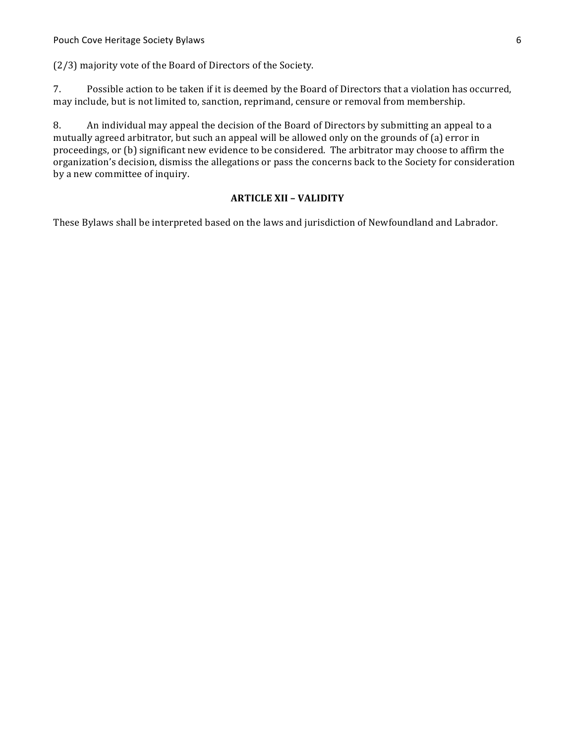(2/3) majority vote of the Board of Directors of the Society.

7. Possible action to be taken if it is deemed by the Board of Directors that a violation has occurred, may include, but is not limited to, sanction, reprimand, censure or removal from membership.

8. An individual may appeal the decision of the Board of Directors by submitting an appeal to a mutually agreed arbitrator, but such an appeal will be allowed only on the grounds of (a) error in proceedings, or (b) significant new evidence to be considered. The arbitrator may choose to affirm the organization's decision, dismiss the allegations or pass the concerns back to the Society for consideration by a new committee of inquiry.

## ARTICLE XII – VALIDITY

These Bylaws shall be interpreted based on the laws and jurisdiction of Newfoundland and Labrador.